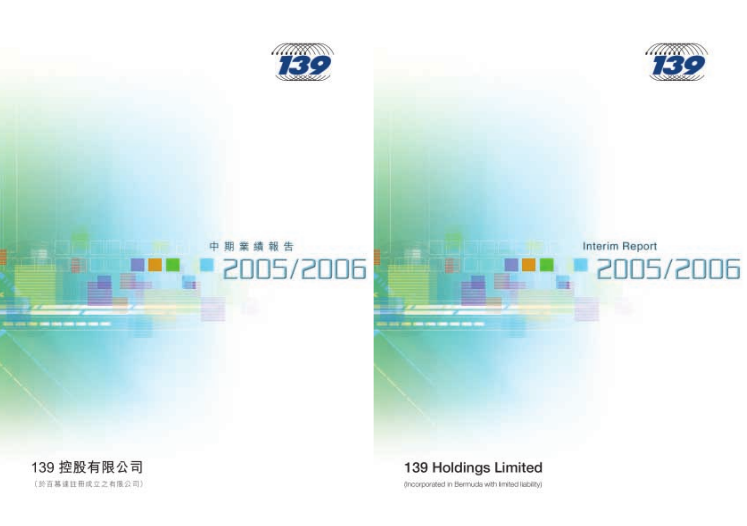中期業績報告

2005/2006

139 控股有限公司

（於百慕達註冊成立之有限公司）

Interim Report

2005/2006

139 Holdings Limited

(Incorporated in Bermuda with limited liability)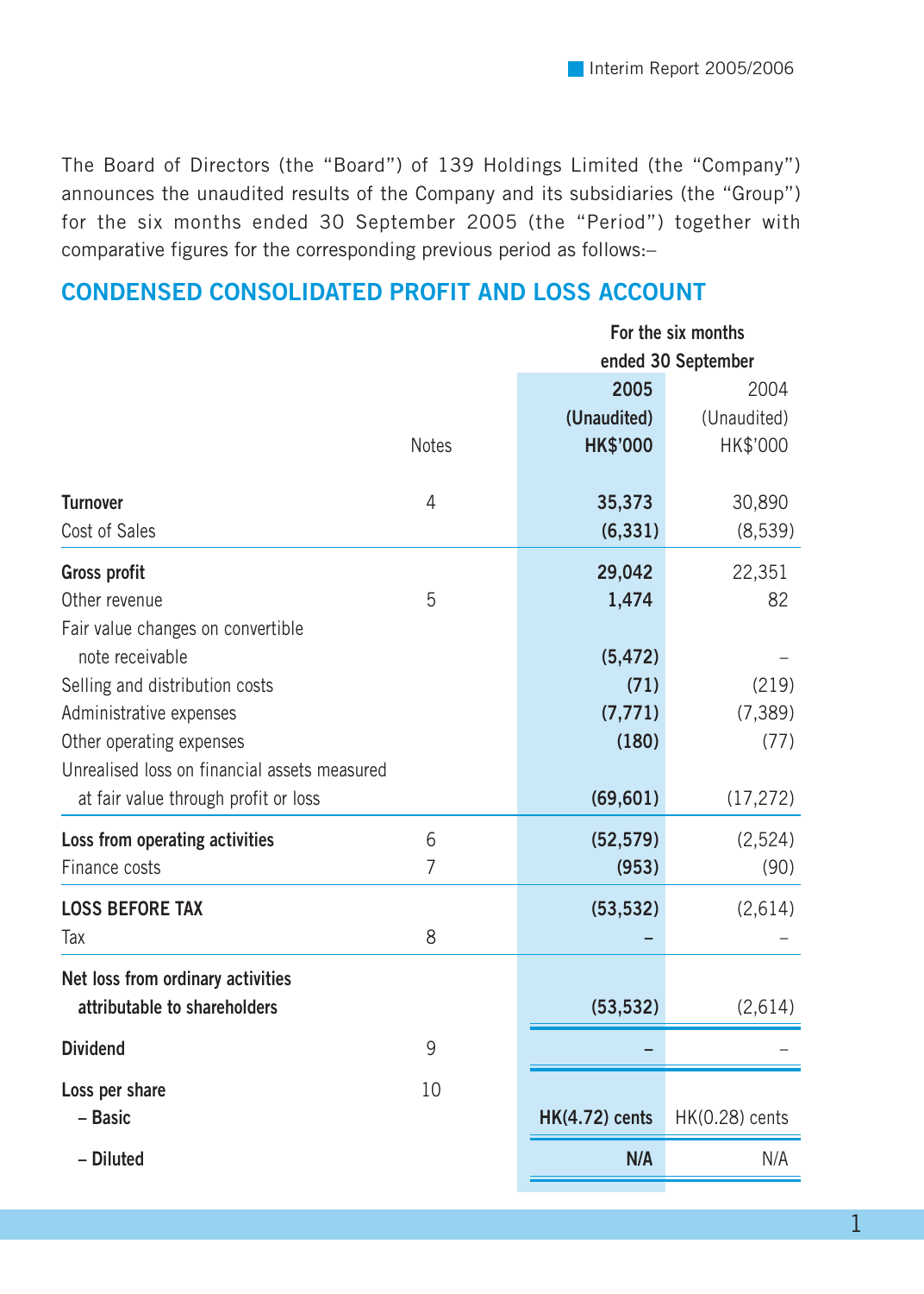The Board of Directors (the "Board") of 139 Holdings Limited (the "Company") announces the unaudited results of the Company and its subsidiaries (the "Group") for the six months ended 30 September 2005 (the "Period") together with comparative figures for the corresponding previous period as follows:–

## CONDENSED CONSOLIDATED PROFIT AND LOSS ACCOUNT

| | Notes | For the six months ended 30 September 2005 (Unaudited) HK$'000 | 2004 (Unaudited) HK$'000 |
|---|---|---|---|
| **Turnover** | 4 | **35,373** | 30,890 |
| Cost of Sales | | **(6,331)** | (8,539) |
| **Gross profit** | | **29,042** | 22,351 |
| Other revenue | 5 | **1,474** | 82 |
| Fair value changes on convertible note receivable | | **(5,472)** | – |
| Selling and distribution costs | | **(71)** | (219) |
| Administrative expenses | | **(7,771)** | (7,389) |
| Other operating expenses | | **(180)** | (77) |
| Unrealised loss on financial assets measured at fair value through profit or loss | | **(69,601)** | (17,272) |
| **Loss from operating activities** | 6 | **(52,579)** | (2,524) |
| Finance costs | 7 | **(953)** | (90) |
| **LOSS BEFORE TAX** | | **(53,532)** | (2,614) |
| Tax | 8 | **–** | – |
| **Net loss from ordinary activities attributable to shareholders** | | **(53,532)** | (2,614) |
| **Dividend** | 9 | **–** | – |
| **Loss per share** | 10 | | |
| **– Basic** | | **HK(4.72) cents** | HK(0.28) cents |
| **– Diluted** | | **N/A** | N/A |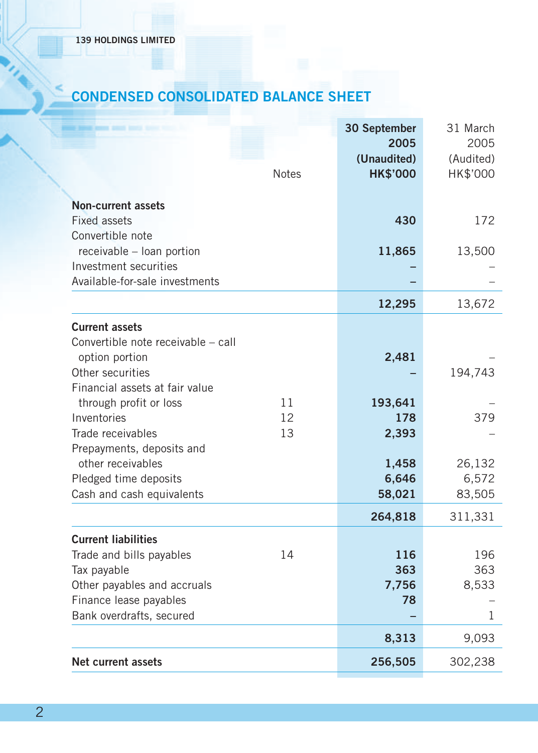## CONDENSED CONSOLIDATED BALANCE SHEET

| | Notes | 30 September 2005 (Unaudited) HK$'000 | 31 March 2005 (Audited) HK$'000 |
|---|---|---|---|
| **Non-current assets** | | | |
| Fixed assets | | **430** | 172 |
| Convertible note receivable – loan portion | | **11,865** | 13,500 |
| Investment securities | | **–** | – |
| Available-for-sale investments | | **–** | – |
| | | **12,295** | 13,672 |
| **Current assets** | | | |
| Convertible note receivable – call option portion | | **2,481** | – |
| Other securities | | **–** | 194,743 |
| Financial assets at fair value through profit or loss | 11 | **193,641** | – |
| Inventories | 12 | **178** | 379 |
| Trade receivables | 13 | **2,393** | – |
| Prepayments, deposits and other receivables | | **1,458** | 26,132 |
| Pledged time deposits | | **6,646** | 6,572 |
| Cash and cash equivalents | | **58,021** | 83,505 |
| | | **264,818** | 311,331 |
| **Current liabilities** | | | |
| Trade and bills payables | 14 | **116** | 196 |
| Tax payable | | **363** | 363 |
| Other payables and accruals | | **7,756** | 8,533 |
| Finance lease payables | | **78** | – |
| Bank overdrafts, secured | | **–** | 1 |
| | | **8,313** | 9,093 |
| **Net current assets** | | **256,505** | 302,238 |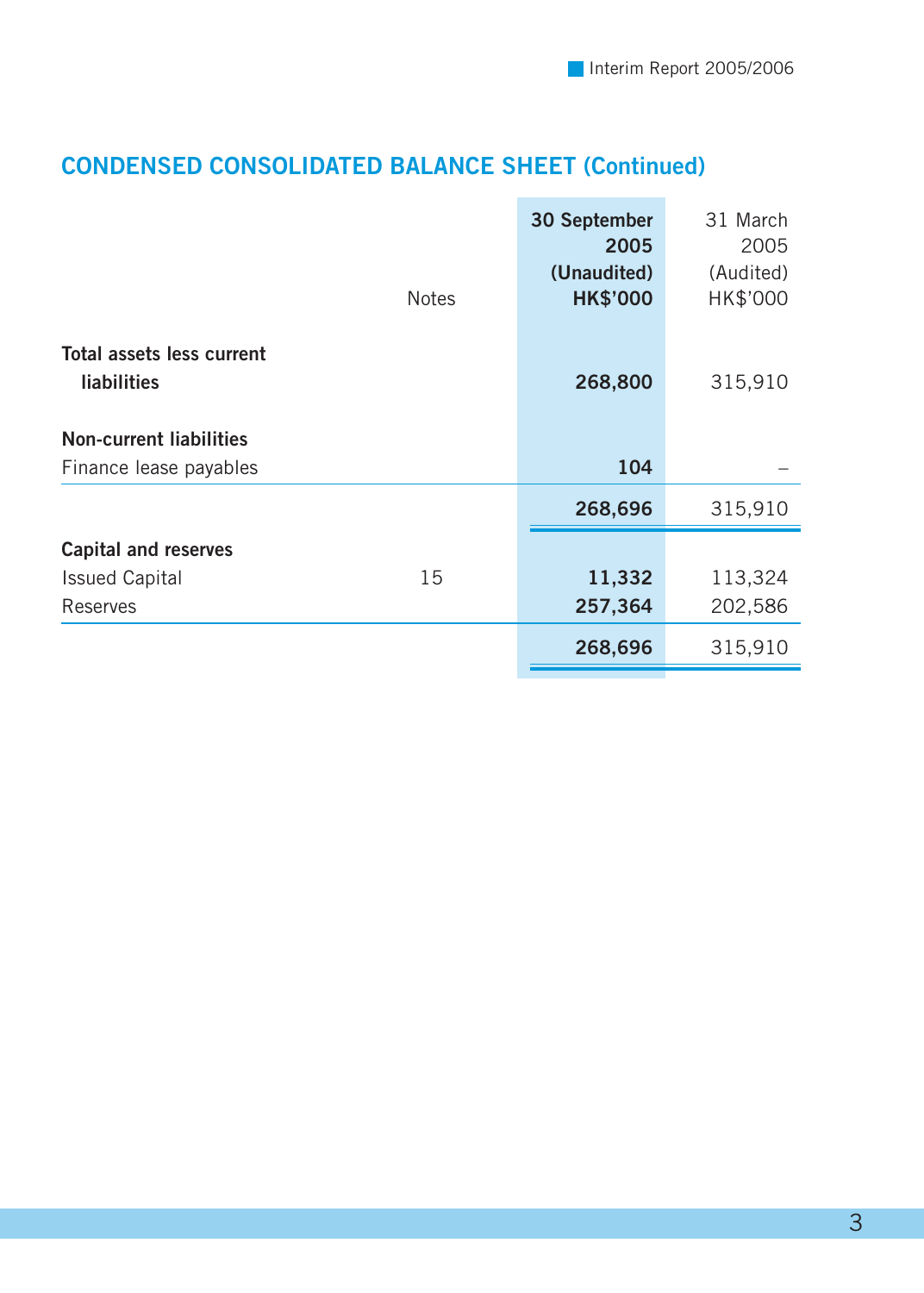## CONDENSED CONSOLIDATED BALANCE SHEET (Continued)

| | Notes | 30 September 2005 (Unaudited) HK$'000 | 31 March 2005 (Audited) HK$'000 |
|---|---|---|---|
| **Total assets less current liabilities** | | **268,800** | 315,910 |
| **Non-current liabilities** | | | |
| Finance lease payables | | **104** | – |
| | | **268,696** | 315,910 |
| **Capital and reserves** | | | |
| Issued Capital | 15 | **11,332** | 113,324 |
| Reserves | | **257,364** | 202,586 |
| | | **268,696** | 315,910 |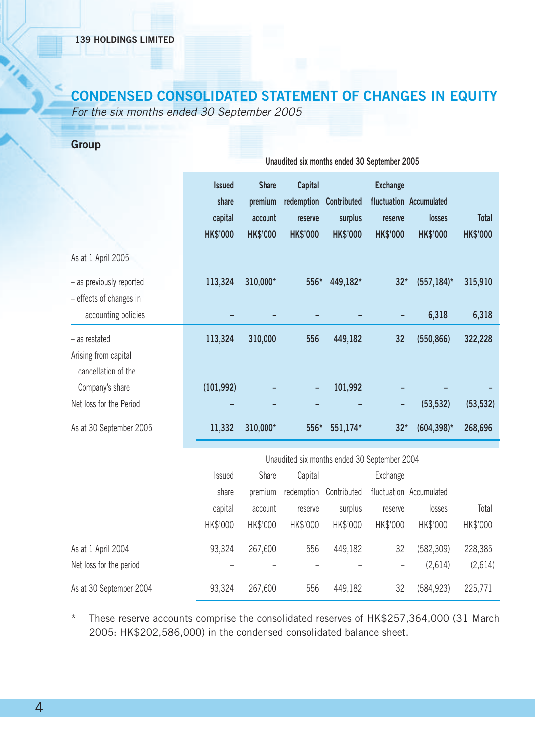## CONDENSED CONSOLIDATED STATEMENT OF CHANGES IN EQUITY

*For the six months ended 30 September 2005*

### Group

| | Unaudited six months ended 30 September 2005 | | | | | | |
|---|---|---|---|---|---|---|---|
| | **Issued share capital HK$'000** | **Share premium account HK$'000** | **Capital redemption reserve HK$'000** | **Contributed surplus HK$'000** | **Exchange fluctuation reserve HK$'000** | **Accumulated losses HK$'000** | **Total HK$'000** |
| As at 1 April 2005 | | | | | | | |
| – as previously reported | 113,324 | 310,000* | 556* | 449,182* | 32* | (557,184)* | 315,910 |
| – effects of changes in accounting policies | – | – | – | – | – | 6,318 | 6,318 |
| – as restated | 113,324 | 310,000 | 556 | 449,182 | 32 | (550,866) | 322,228 |
| Arising from capital cancellation of the Company's share | (101,992) | – | – | 101,992 | – | – | – |
| Net loss for the Period | – | – | – | – | – | (53,532) | (53,532) |
| As at 30 September 2005 | 11,332 | 310,000* | 556* | 551,174* | 32* | (604,398)* | 268,696 |

| | Unaudited six months ended 30 September 2004 | | | | | | |
|---|---|---|---|---|---|---|---|
| | Issued share capital HK$'000 | Share premium account HK$'000 | Capital redemption reserve HK$'000 | Contributed surplus HK$'000 | Exchange fluctuation reserve HK$'000 | Accumulated losses HK$'000 | Total HK$'000 |
| As at 1 April 2004 | 93,324 | 267,600 | 556 | 449,182 | 32 | (582,309) | 228,385 |
| Net loss for the period | – | – | – | – | – | (2,614) | (2,614) |
| As at 30 September 2004 | 93,324 | 267,600 | 556 | 449,182 | 32 | (584,923) | 225,771 |

\* These reserve accounts comprise the consolidated reserves of HK$257,364,000 (31 March 2005: HK$202,586,000) in the condensed consolidated balance sheet.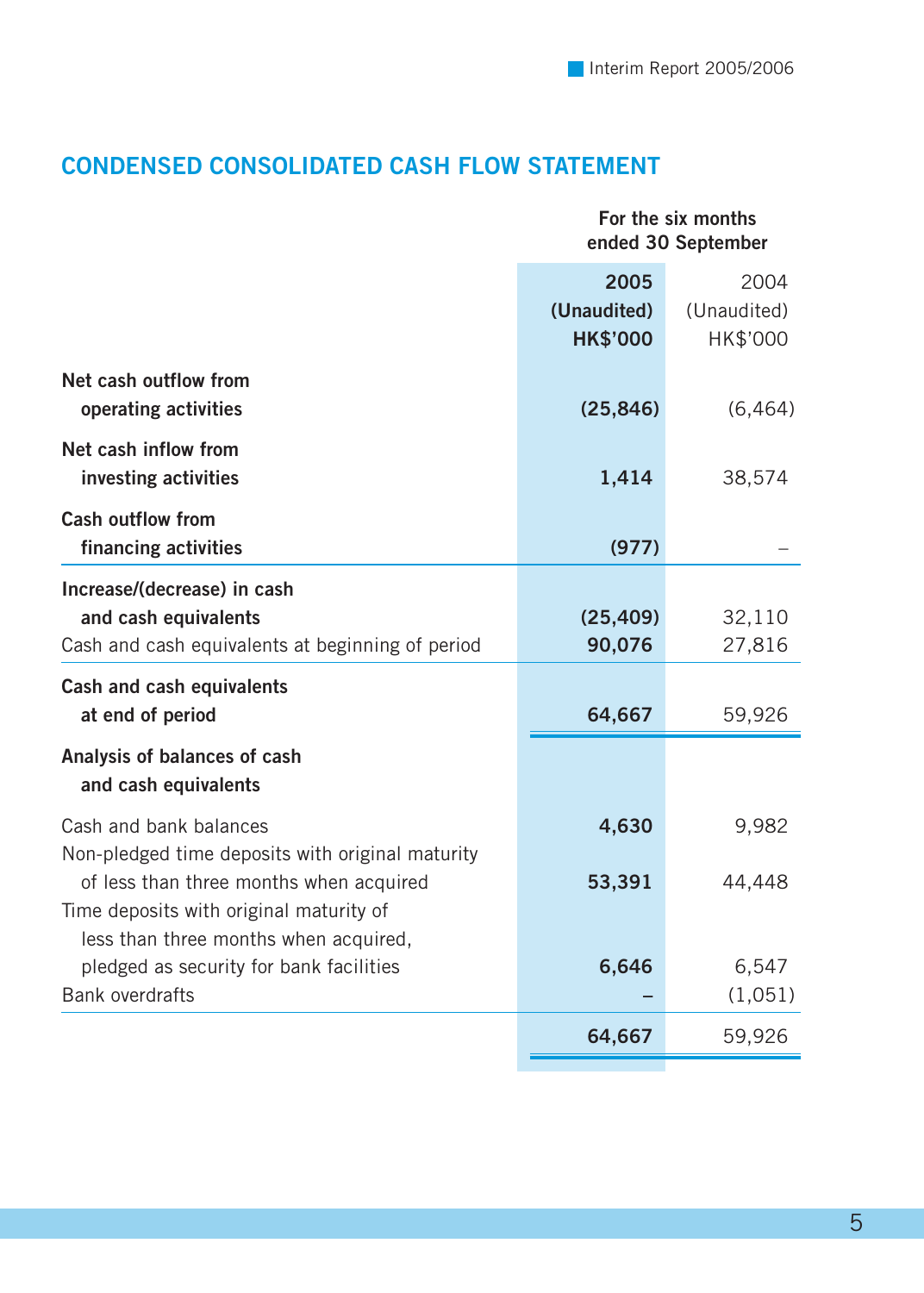## CONDENSED CONSOLIDATED CASH FLOW STATEMENT

| | For the six months ended 30 September | |
|---|---|---|
| | **2005** | 2004 |
| | **(Unaudited)** | (Unaudited) |
| | **HK$'000** | HK$'000 |
| **Net cash outflow from operating activities** | **(25,846)** | (6,464) |
| **Net cash inflow from investing activities** | **1,414** | 38,574 |
| **Cash outflow from financing activities** | **(977)** | – |
| **Increase/(decrease) in cash and cash equivalents** | **(25,409)** | 32,110 |
| Cash and cash equivalents at beginning of period | **90,076** | 27,816 |
| **Cash and cash equivalents at end of period** | **64,667** | 59,926 |
| **Analysis of balances of cash and cash equivalents** | | |
| Cash and bank balances | **4,630** | 9,982 |
| Non-pledged time deposits with original maturity of less than three months when acquired | **53,391** | 44,448 |
| Time deposits with original maturity of less than three months when acquired, pledged as security for bank facilities | **6,646** | 6,547 |
| Bank overdrafts | **–** | (1,051) |
| | **64,667** | 59,926 |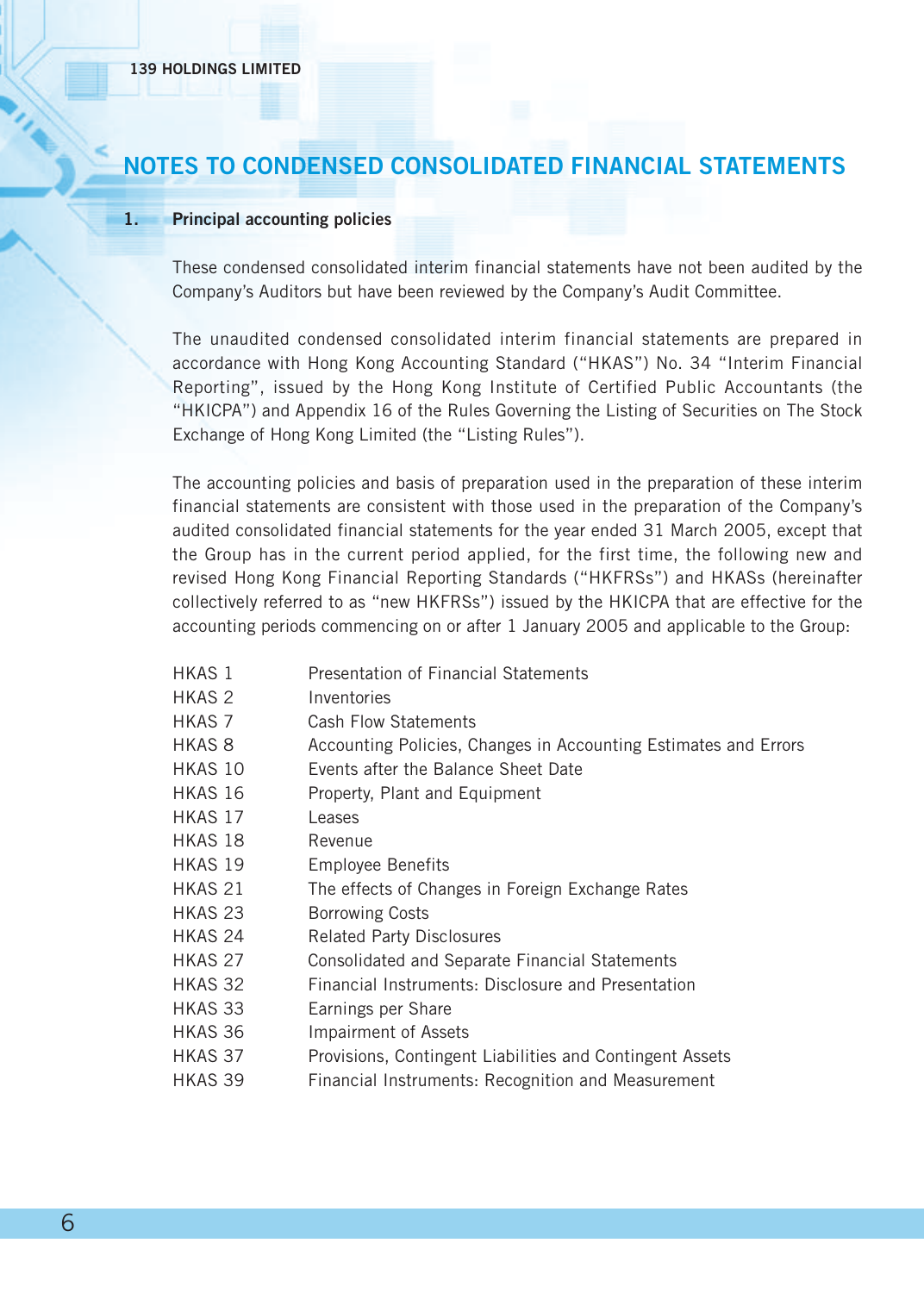# NOTES TO CONDENSED CONSOLIDATED FINANCIAL STATEMENTS

## 1. Principal accounting policies

These condensed consolidated interim financial statements have not been audited by the Company's Auditors but have been reviewed by the Company's Audit Committee.

The unaudited condensed consolidated interim financial statements are prepared in accordance with Hong Kong Accounting Standard ("HKAS") No. 34 "Interim Financial Reporting", issued by the Hong Kong Institute of Certified Public Accountants (the "HKICPA") and Appendix 16 of the Rules Governing the Listing of Securities on The Stock Exchange of Hong Kong Limited (the "Listing Rules").

The accounting policies and basis of preparation used in the preparation of these interim financial statements are consistent with those used in the preparation of the Company's audited consolidated financial statements for the year ended 31 March 2005, except that the Group has in the current period applied, for the first time, the following new and revised Hong Kong Financial Reporting Standards ("HKFRSs") and HKASs (hereinafter collectively referred to as "new HKFRSs") issued by the HKICPA that are effective for the accounting periods commencing on or after 1 January 2005 and applicable to the Group:

| | |
|---|---|
| HKAS 1 | Presentation of Financial Statements |
| HKAS 2 | Inventories |
| HKAS 7 | Cash Flow Statements |
| HKAS 8 | Accounting Policies, Changes in Accounting Estimates and Errors |
| HKAS 10 | Events after the Balance Sheet Date |
| HKAS 16 | Property, Plant and Equipment |
| HKAS 17 | Leases |
| HKAS 18 | Revenue |
| HKAS 19 | Employee Benefits |
| HKAS 21 | The effects of Changes in Foreign Exchange Rates |
| HKAS 23 | Borrowing Costs |
| HKAS 24 | Related Party Disclosures |
| HKAS 27 | Consolidated and Separate Financial Statements |
| HKAS 32 | Financial Instruments: Disclosure and Presentation |
| HKAS 33 | Earnings per Share |
| HKAS 36 | Impairment of Assets |
| HKAS 37 | Provisions, Contingent Liabilities and Contingent Assets |
| HKAS 39 | Financial Instruments: Recognition and Measurement |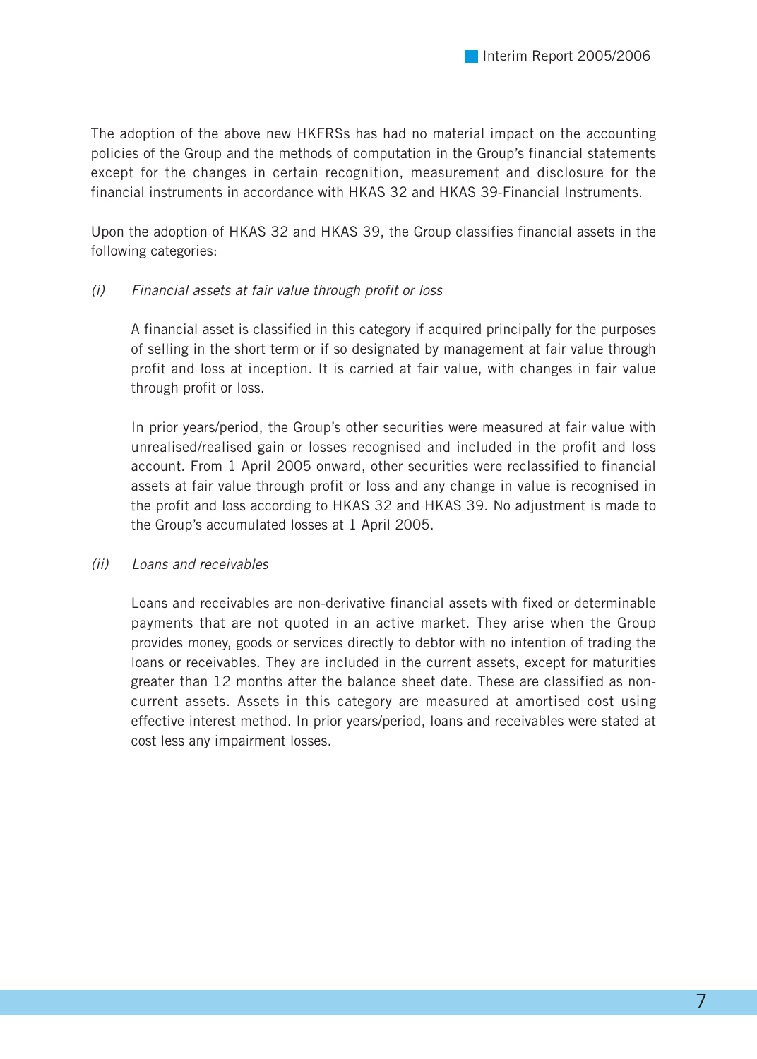The adoption of the above new HKFRSs has had no material impact on the accounting policies of the Group and the methods of computation in the Group's financial statements except for the changes in certain recognition, measurement and disclosure for the financial instruments in accordance with HKAS 32 and HKAS 39-Financial Instruments.

Upon the adoption of HKAS 32 and HKAS 39, the Group classifies financial assets in the following categories:

(i) *Financial assets at fair value through profit or loss*

A financial asset is classified in this category if acquired principally for the purposes of selling in the short term or if so designated by management at fair value through profit and loss at inception. It is carried at fair value, with changes in fair value through profit or loss.

In prior years/period, the Group's other securities were measured at fair value with unrealised/realised gain or losses recognised and included in the profit and loss account. From 1 April 2005 onward, other securities were reclassified to financial assets at fair value through profit or loss and any change in value is recognised in the profit and loss according to HKAS 32 and HKAS 39. No adjustment is made to the Group's accumulated losses at 1 April 2005.

(ii) *Loans and receivables*

Loans and receivables are non-derivative financial assets with fixed or determinable payments that are not quoted in an active market. They arise when the Group provides money, goods or services directly to debtor with no intention of trading the loans or receivables. They are included in the current assets, except for maturities greater than 12 months after the balance sheet date. These are classified as non-current assets. Assets in this category are measured at amortised cost using effective interest method. In prior years/period, loans and receivables were stated at cost less any impairment losses.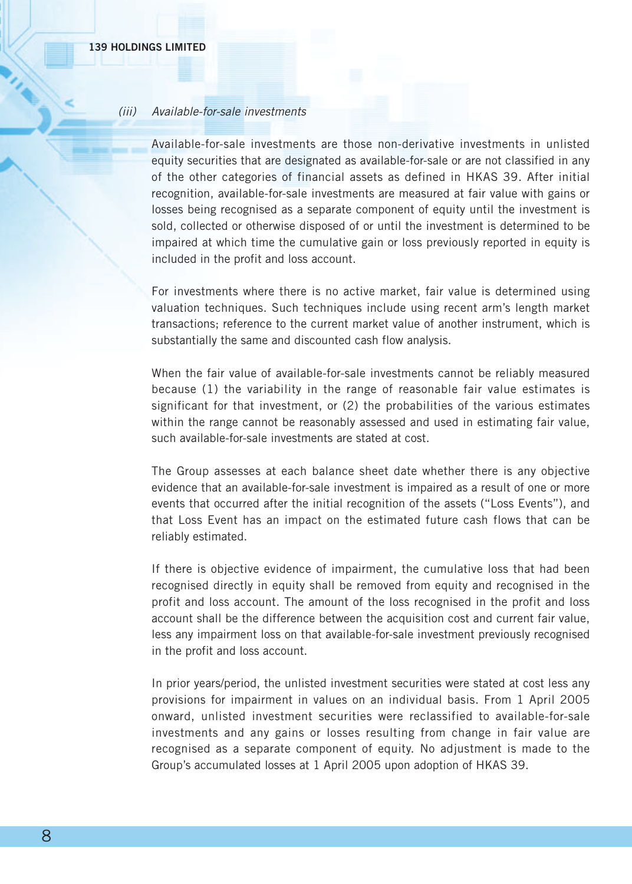*(iii) Available-for-sale investments*

Available-for-sale investments are those non-derivative investments in unlisted equity securities that are designated as available-for-sale or are not classified in any of the other categories of financial assets as defined in HKAS 39. After initial recognition, available-for-sale investments are measured at fair value with gains or losses being recognised as a separate component of equity until the investment is sold, collected or otherwise disposed of or until the investment is determined to be impaired at which time the cumulative gain or loss previously reported in equity is included in the profit and loss account.

For investments where there is no active market, fair value is determined using valuation techniques. Such techniques include using recent arm's length market transactions; reference to the current market value of another instrument, which is substantially the same and discounted cash flow analysis.

When the fair value of available-for-sale investments cannot be reliably measured because (1) the variability in the range of reasonable fair value estimates is significant for that investment, or (2) the probabilities of the various estimates within the range cannot be reasonably assessed and used in estimating fair value, such available-for-sale investments are stated at cost.

The Group assesses at each balance sheet date whether there is any objective evidence that an available-for-sale investment is impaired as a result of one or more events that occurred after the initial recognition of the assets ("Loss Events"), and that Loss Event has an impact on the estimated future cash flows that can be reliably estimated.

If there is objective evidence of impairment, the cumulative loss that had been recognised directly in equity shall be removed from equity and recognised in the profit and loss account. The amount of the loss recognised in the profit and loss account shall be the difference between the acquisition cost and current fair value, less any impairment loss on that available-for-sale investment previously recognised in the profit and loss account.

In prior years/period, the unlisted investment securities were stated at cost less any provisions for impairment in values on an individual basis. From 1 April 2005 onward, unlisted investment securities were reclassified to available-for-sale investments and any gains or losses resulting from change in fair value are recognised as a separate component of equity. No adjustment is made to the Group's accumulated losses at 1 April 2005 upon adoption of HKAS 39.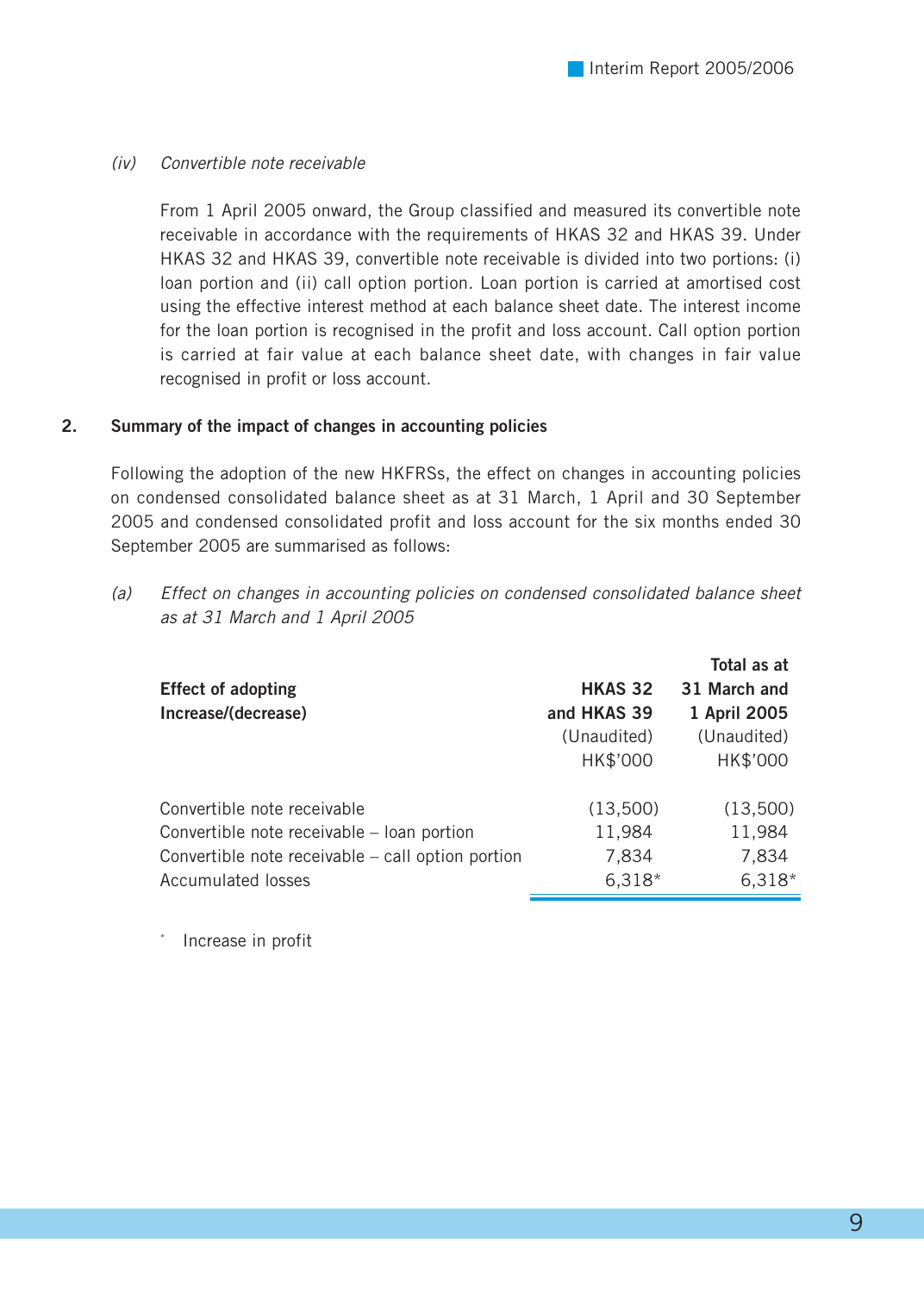*(iv) Convertible note receivable*

From 1 April 2005 onward, the Group classified and measured its convertible note receivable in accordance with the requirements of HKAS 32 and HKAS 39. Under HKAS 32 and HKAS 39, convertible note receivable is divided into two portions: (i) loan portion and (ii) call option portion. Loan portion is carried at amortised cost using the effective interest method at each balance sheet date. The interest income for the loan portion is recognised in the profit and loss account. Call option portion is carried at fair value at each balance sheet date, with changes in fair value recognised in profit or loss account.

## 2. Summary of the impact of changes in accounting policies

Following the adoption of the new HKFRSs, the effect on changes in accounting policies on condensed consolidated balance sheet as at 31 March, 1 April and 30 September 2005 and condensed consolidated profit and loss account for the six months ended 30 September 2005 are summarised as follows:

*(a) Effect on changes in accounting policies on condensed consolidated balance sheet as at 31 March and 1 April 2005*

| **Effect of adopting Increase/(decrease)** | **HKAS 32 and HKAS 39** (Unaudited) HK$'000 | **Total as at 31 March and 1 April 2005** (Unaudited) HK$'000 |
|---|---|---|
| Convertible note receivable | (13,500) | (13,500) |
| Convertible note receivable – loan portion | 11,984 | 11,984 |
| Convertible note receivable – call option portion | 7,834 | 7,834 |
| Accumulated losses | 6,318* | 6,318* |

\* Increase in profit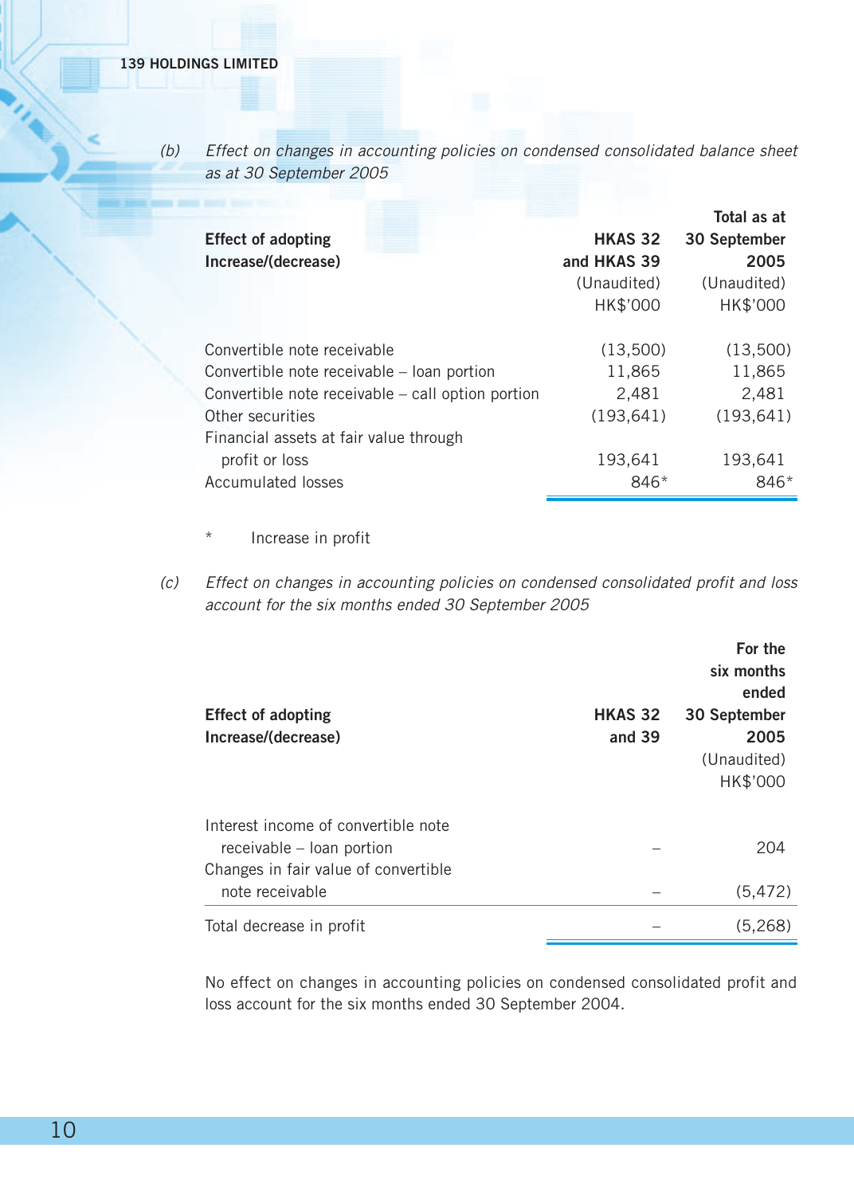(b) *Effect on changes in accounting policies on condensed consolidated balance sheet as at 30 September 2005*

| Effect of adopting Increase/(decrease) | HKAS 32 and HKAS 39 (Unaudited) HK$'000 | Total as at 30 September 2005 (Unaudited) HK$'000 |
|---|---|---|
| Convertible note receivable | (13,500) | (13,500) |
| Convertible note receivable – loan portion | 11,865 | 11,865 |
| Convertible note receivable – call option portion | 2,481 | 2,481 |
| Other securities | (193,641) | (193,641) |
| Financial assets at fair value through profit or loss | 193,641 | 193,641 |
| Accumulated losses | 846* | 846* |

\* Increase in profit

(c) *Effect on changes in accounting policies on condensed consolidated profit and loss account for the six months ended 30 September 2005*

| Effect of adopting Increase/(decrease) | HKAS 32 and 39 | For the six months ended 30 September 2005 (Unaudited) HK$'000 |
|---|---|---|
| Interest income of convertible note receivable – loan portion | – | 204 |
| Changes in fair value of convertible note receivable | – | (5,472) |
| Total decrease in profit | – | (5,268) |

No effect on changes in accounting policies on condensed consolidated profit and loss account for the six months ended 30 September 2004.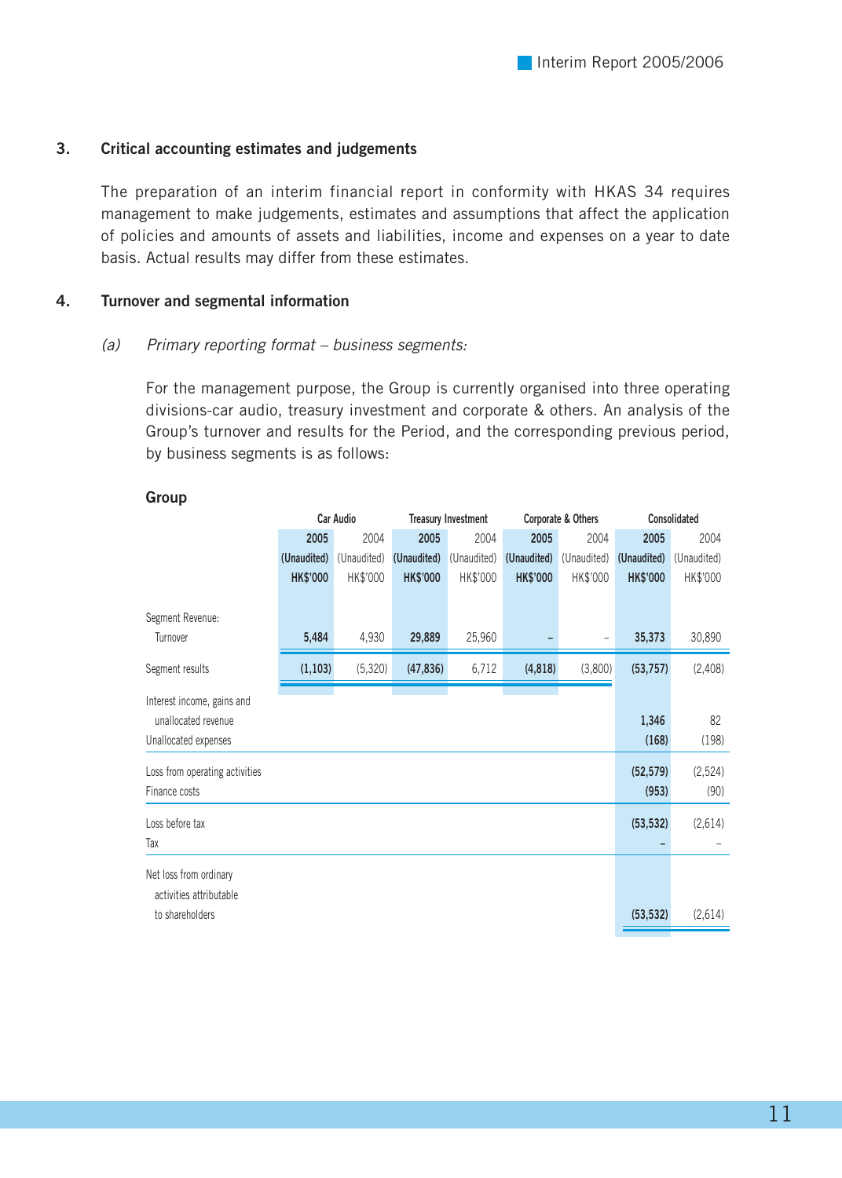### 3. Critical accounting estimates and judgements

The preparation of an interim financial report in conformity with HKAS 34 requires management to make judgements, estimates and assumptions that affect the application of policies and amounts of assets and liabilities, income and expenses on a year to date basis. Actual results may differ from these estimates.

### 4. Turnover and segmental information

*(a) Primary reporting format – business segments:*

For the management purpose, the Group is currently organised into three operating divisions-car audio, treasury investment and corporate & others. An analysis of the Group's turnover and results for the Period, and the corresponding previous period, by business segments is as follows:

**Group**

| | Car Audio | | Treasury Investment | | Corporate & Others | | Consolidated | |
|---|---|---|---|---|---|---|---|---|
| | **2005** | 2004 | **2005** | 2004 | **2005** | 2004 | **2005** | 2004 |
| | **(Unaudited)** | (Unaudited) | **(Unaudited)** | (Unaudited) | **(Unaudited)** | (Unaudited) | **(Unaudited)** | (Unaudited) |
| | **HK$'000** | HK$'000 | **HK$'000** | HK$'000 | **HK$'000** | HK$'000 | **HK$'000** | HK$'000 |
| Segment Revenue: | | | | | | | | |
| Turnover | **5,484** | 4,930 | **29,889** | 25,960 | **–** | – | **35,373** | 30,890 |
| Segment results | **(1,103)** | (5,320) | **(47,836)** | 6,712 | **(4,818)** | (3,800) | **(53,757)** | (2,408) |
| Interest income, gains and unallocated revenue | | | | | | | **1,346** | 82 |
| Unallocated expenses | | | | | | | **(168)** | (198) |
| Loss from operating activities | | | | | | | **(52,579)** | (2,524) |
| Finance costs | | | | | | | **(953)** | (90) |
| Loss before tax | | | | | | | **(53,532)** | (2,614) |
| Tax | | | | | | | **–** | – |
| Net loss from ordinary activities attributable to shareholders | | | | | | | **(53,532)** | (2,614) |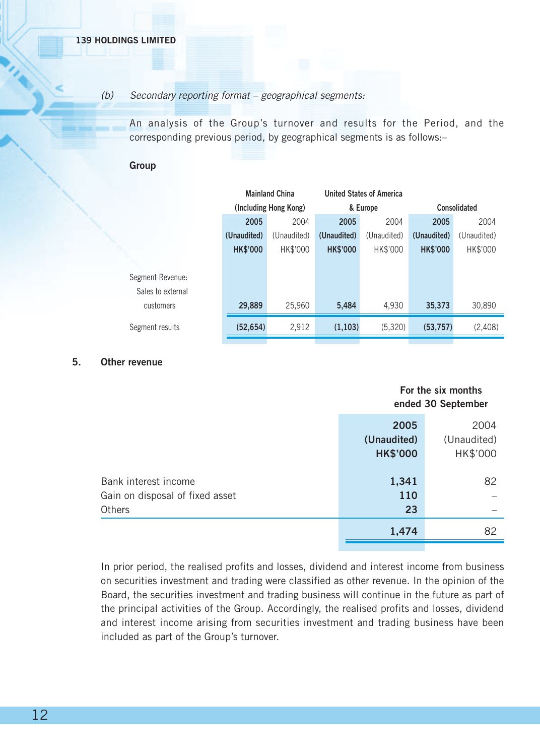*(b) Secondary reporting format – geographical segments:*

An analysis of the Group's turnover and results for the Period, and the corresponding previous period, by geographical segments is as follows:–

**Group**

| | Mainland China (Including Hong Kong) | | United States of America & Europe | | Consolidated | |
|---|---|---|---|---|---|---|
| | **2005** | 2004 | **2005** | 2004 | **2005** | 2004 |
| | **(Unaudited)** | (Unaudited) | **(Unaudited)** | (Unaudited) | **(Unaudited)** | (Unaudited) |
| | **HK$'000** | HK$'000 | **HK$'000** | HK$'000 | **HK$'000** | HK$'000 |
| Segment Revenue: | | | | | | |
| Sales to external customers | **29,889** | 25,960 | **5,484** | 4,930 | **35,373** | 30,890 |
| Segment results | **(52,654)** | 2,912 | **(1,103)** | (5,320) | **(53,757)** | (2,408) |

## 5. Other revenue

| | For the six months ended 30 September | |
|---|---|---|
| | **2005** | 2004 |
| | **(Unaudited)** | (Unaudited) |
| | **HK$'000** | HK$'000 |
| Bank interest income | **1,341** | 82 |
| Gain on disposal of fixed asset | **110** | – |
| Others | **23** | – |
| | **1,474** | 82 |

In prior period, the realised profits and losses, dividend and interest income from business on securities investment and trading were classified as other revenue. In the opinion of the Board, the securities investment and trading business will continue in the future as part of the principal activities of the Group. Accordingly, the realised profits and losses, dividend and interest income arising from securities investment and trading business have been included as part of the Group's turnover.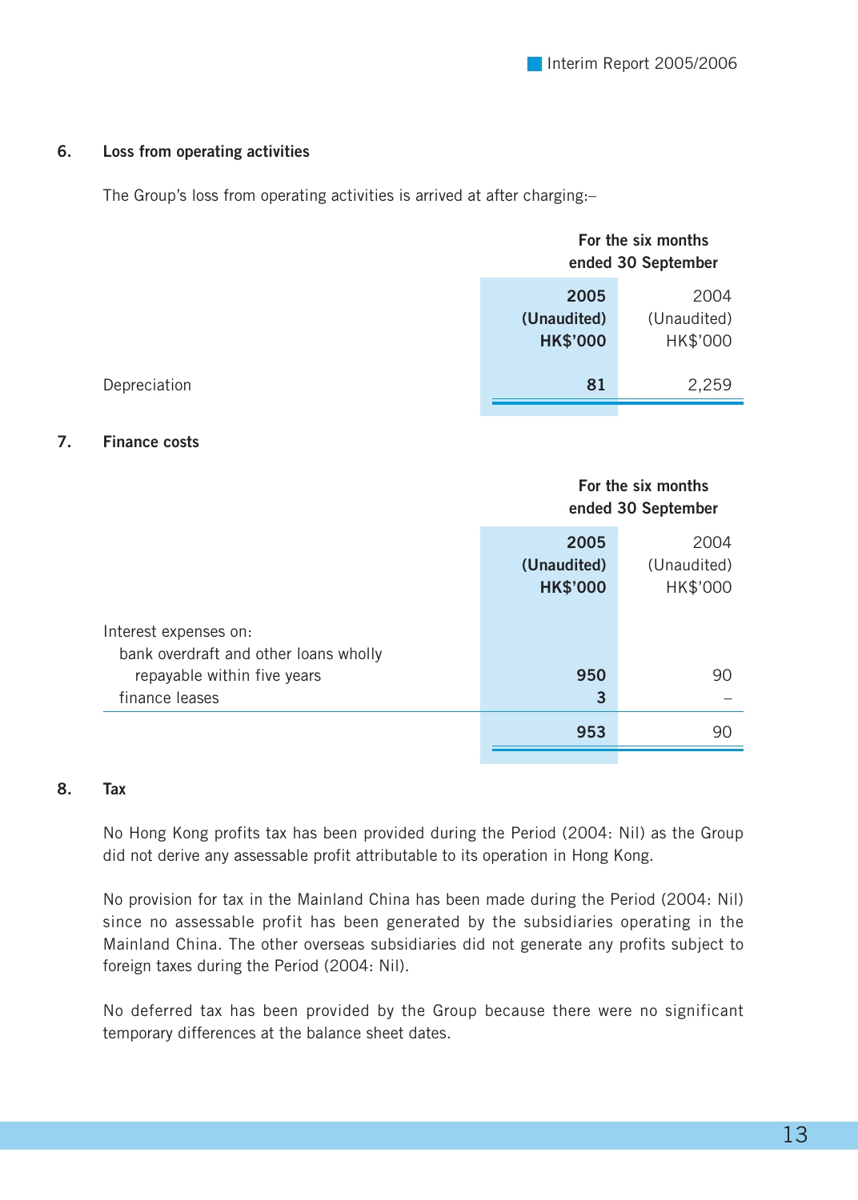## 6. Loss from operating activities

The Group's loss from operating activities is arrived at after charging:–

| | For the six months ended 30 September | |
|---|---|---|
| | **2005** | 2004 |
| | **(Unaudited)** | (Unaudited) |
| | **HK$'000** | HK$'000 |
| Depreciation | **81** | 2,259 |

## 7. Finance costs

| | For the six months ended 30 September | |
|---|---|---|
| | **2005** | 2004 |
| | **(Unaudited)** | (Unaudited) |
| | **HK$'000** | HK$'000 |
| Interest expenses on: | | |
| bank overdraft and other loans wholly repayable within five years | **950** | 90 |
| finance leases | **3** | – |
| | **953** | 90 |

## 8. Tax

No Hong Kong profits tax has been provided during the Period (2004: Nil) as the Group did not derive any assessable profit attributable to its operation in Hong Kong.

No provision for tax in the Mainland China has been made during the Period (2004: Nil) since no assessable profit has been generated by the subsidiaries operating in the Mainland China. The other overseas subsidiaries did not generate any profits subject to foreign taxes during the Period (2004: Nil).

No deferred tax has been provided by the Group because there were no significant temporary differences at the balance sheet dates.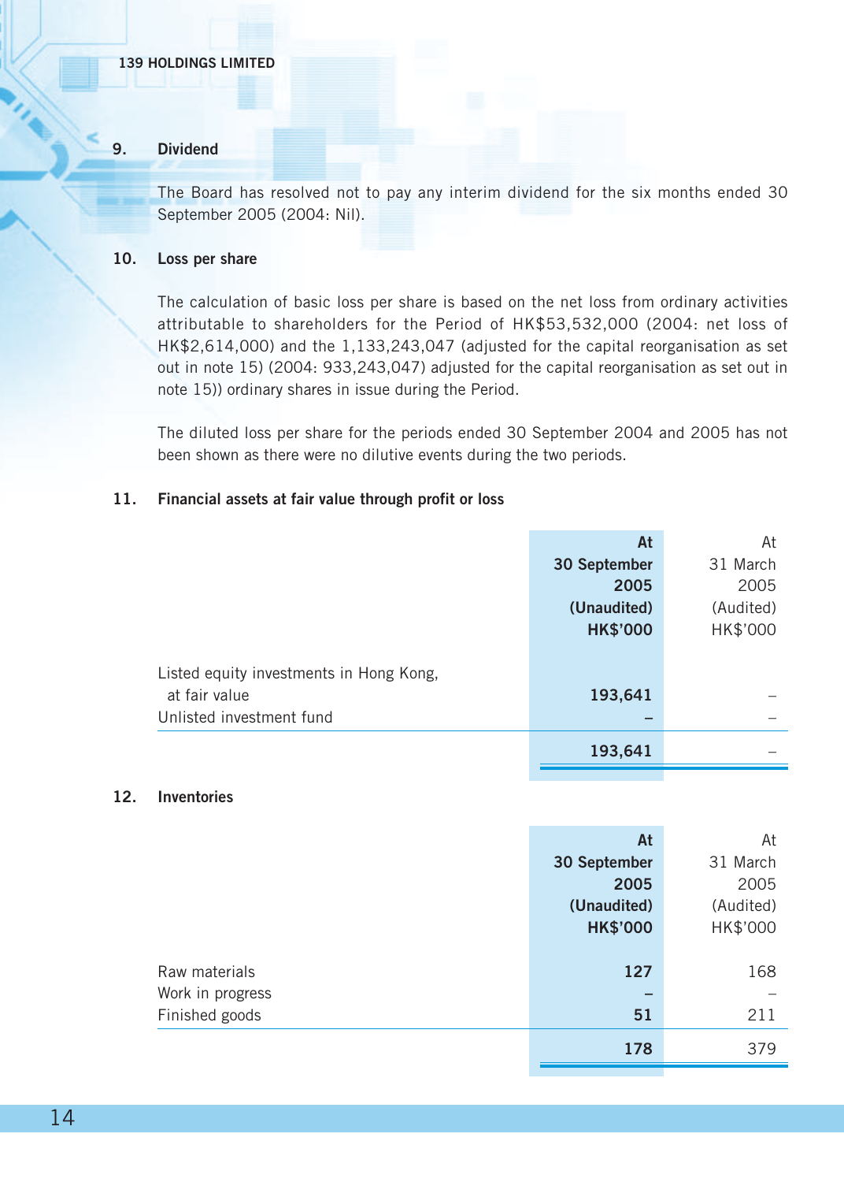## 9. Dividend

The Board has resolved not to pay any interim dividend for the six months ended 30 September 2005 (2004: Nil).

## 10. Loss per share

The calculation of basic loss per share is based on the net loss from ordinary activities attributable to shareholders for the Period of HK$53,532,000 (2004: net loss of HK$2,614,000) and the 1,133,243,047 (adjusted for the capital reorganisation as set out in note 15) (2004: 933,243,047) adjusted for the capital reorganisation as set out in note 15)) ordinary shares in issue during the Period.

The diluted loss per share for the periods ended 30 September 2004 and 2005 has not been shown as there were no dilutive events during the two periods.

## 11. Financial assets at fair value through profit or loss

| | **At 30 September 2005 (Unaudited) HK$'000** | At 31 March 2005 (Audited) HK$'000 |
|---|---|---|
| Listed equity investments in Hong Kong, at fair value | **193,641** | – |
| Unlisted investment fund | **–** | – |
| | **193,641** | – |

## 12. Inventories

| | **At 30 September 2005 (Unaudited) HK$'000** | At 31 March 2005 (Audited) HK$'000 |
|---|---|---|
| Raw materials | **127** | 168 |
| Work in progress | **–** | – |
| Finished goods | **51** | 211 |
| | **178** | 379 |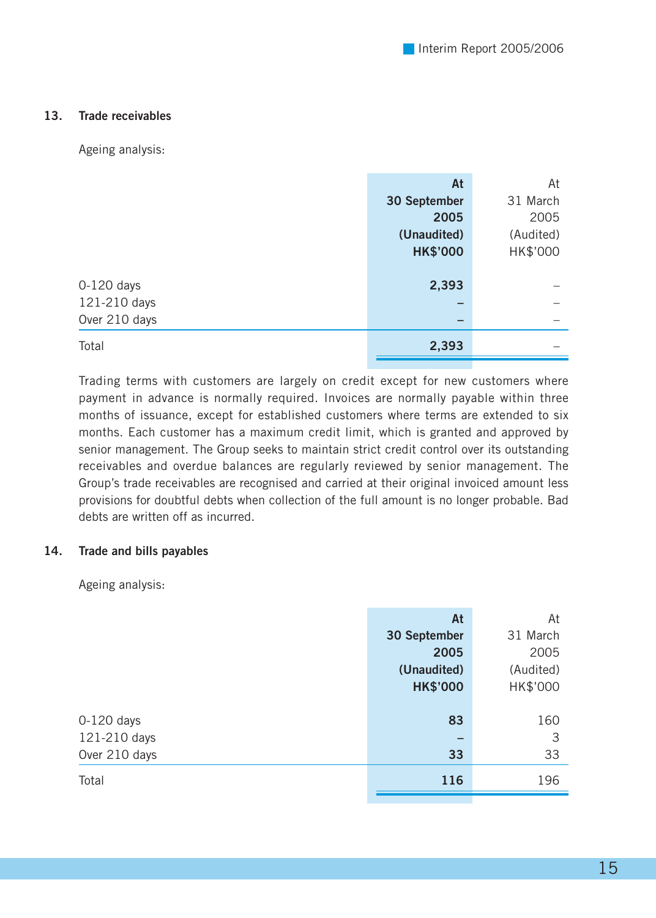## 13. Trade receivables

Ageing analysis:

| | At 30 September 2005 (Unaudited) HK$'000 | At 31 March 2005 (Audited) HK$'000 |
|---|---|---|
| 0-120 days | **2,393** | – |
| 121-210 days | **–** | – |
| Over 210 days | **–** | – |
| Total | **2,393** | – |

Trading terms with customers are largely on credit except for new customers where payment in advance is normally required. Invoices are normally payable within three months of issuance, except for established customers where terms are extended to six months. Each customer has a maximum credit limit, which is granted and approved by senior management. The Group seeks to maintain strict credit control over its outstanding receivables and overdue balances are regularly reviewed by senior management. The Group's trade receivables are recognised and carried at their original invoiced amount less provisions for doubtful debts when collection of the full amount is no longer probable. Bad debts are written off as incurred.

## 14. Trade and bills payables

Ageing analysis:

| | At 30 September 2005 (Unaudited) HK$'000 | At 31 March 2005 (Audited) HK$'000 |
|---|---|---|
| 0-120 days | **83** | 160 |
| 121-210 days | **–** | 3 |
| Over 210 days | **33** | 33 |
| Total | **116** | 196 |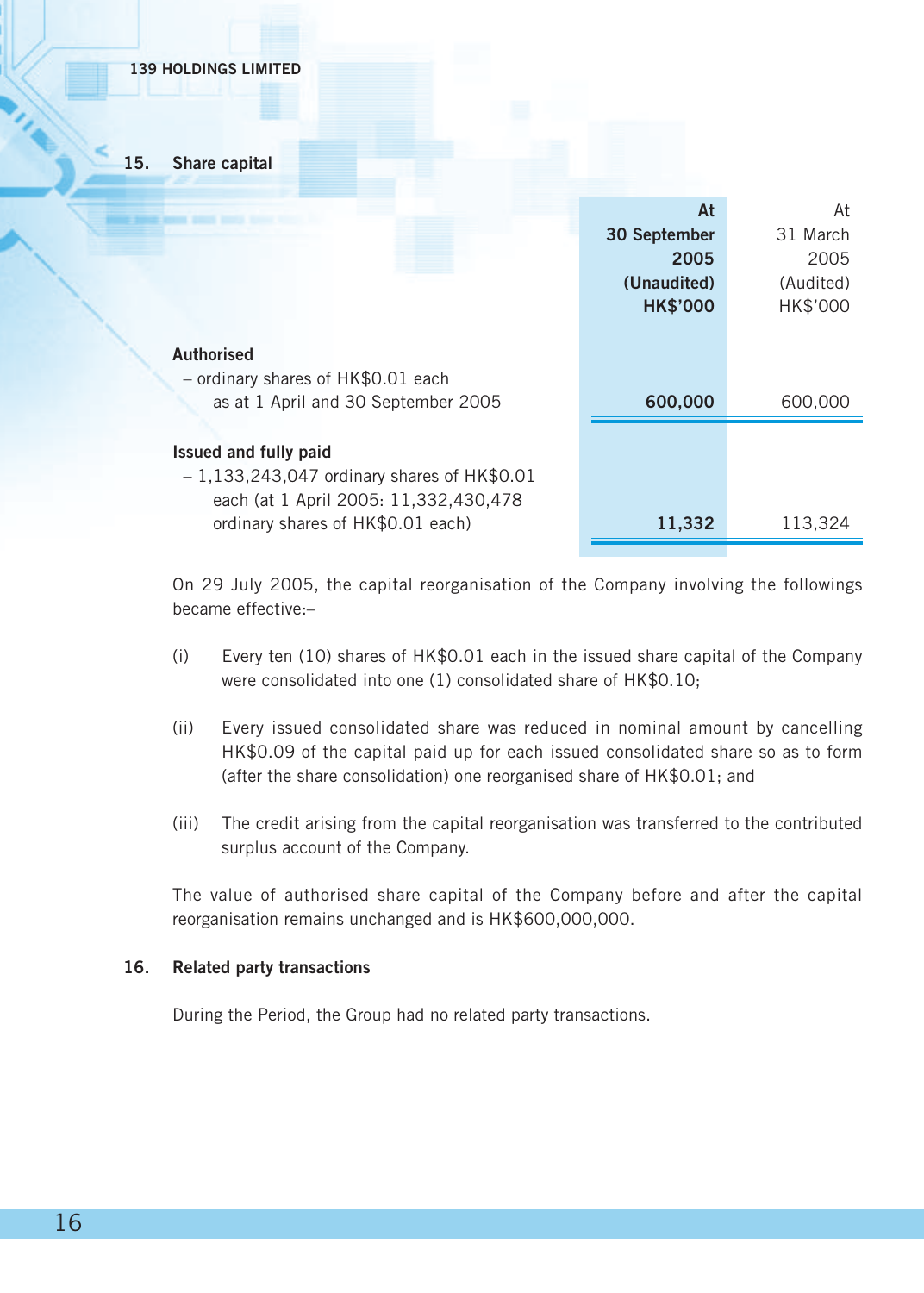## 15. Share capital

| | At 30 September 2005 (Unaudited) HK$'000 | At 31 March 2005 (Audited) HK$'000 |
|---|---|---|
| **Authorised** | | |
| – ordinary shares of HK$0.01 each as at 1 April and 30 September 2005 | **600,000** | 600,000 |
| **Issued and fully paid** | | |
| – 1,133,243,047 ordinary shares of HK$0.01 each (at 1 April 2005: 11,332,430,478 ordinary shares of HK$0.01 each) | **11,332** | 113,324 |

On 29 July 2005, the capital reorganisation of the Company involving the followings became effective:–

(i) Every ten (10) shares of HK$0.01 each in the issued share capital of the Company were consolidated into one (1) consolidated share of HK$0.10;

(ii) Every issued consolidated share was reduced in nominal amount by cancelling HK$0.09 of the capital paid up for each issued consolidated share so as to form (after the share consolidation) one reorganised share of HK$0.01; and

(iii) The credit arising from the capital reorganisation was transferred to the contributed surplus account of the Company.

The value of authorised share capital of the Company before and after the capital reorganisation remains unchanged and is HK$600,000,000.

## 16. Related party transactions

During the Period, the Group had no related party transactions.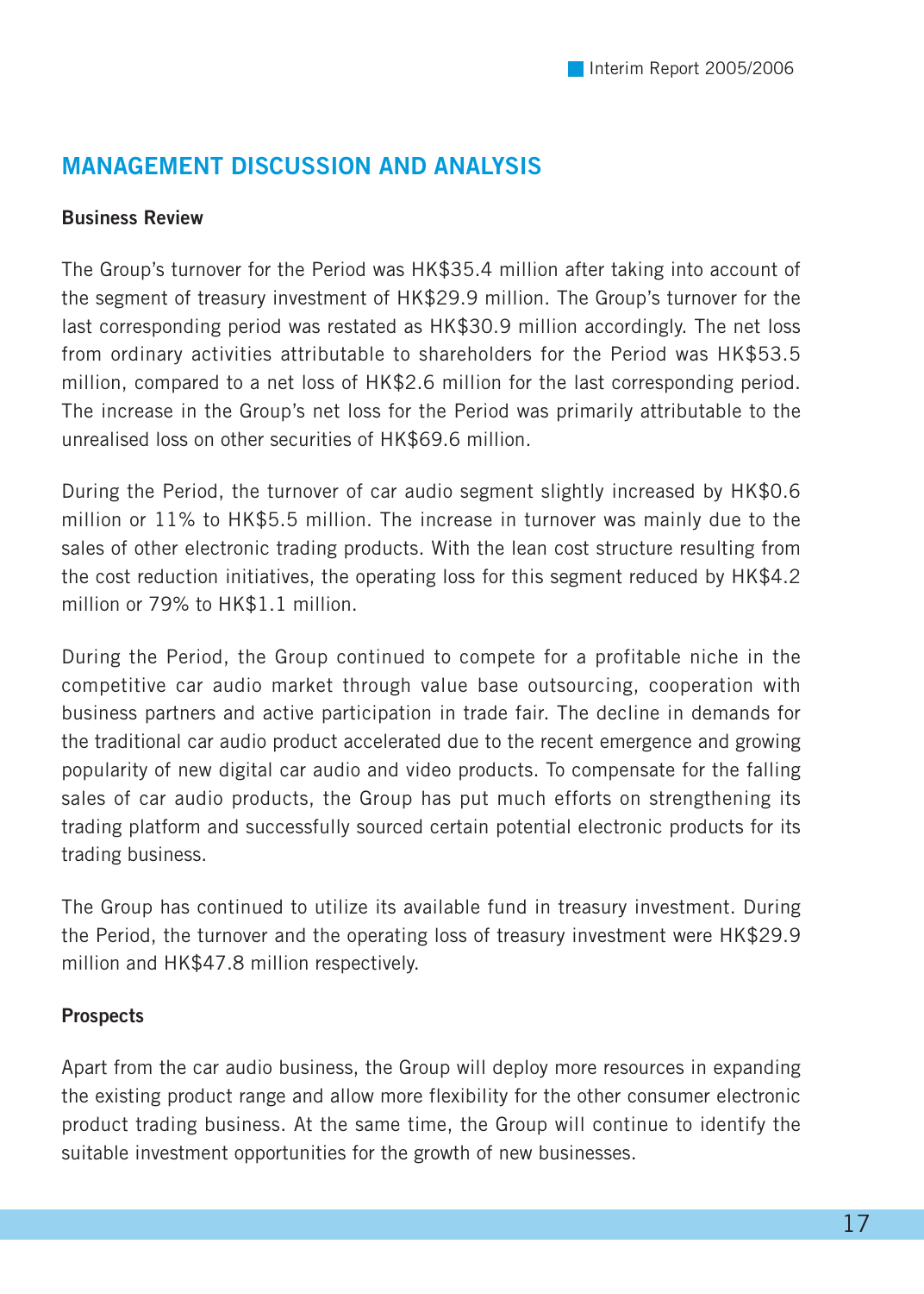## MANAGEMENT DISCUSSION AND ANALYSIS

**Business Review**

The Group's turnover for the Period was HK$35.4 million after taking into account of the segment of treasury investment of HK$29.9 million. The Group's turnover for the last corresponding period was restated as HK$30.9 million accordingly. The net loss from ordinary activities attributable to shareholders for the Period was HK$53.5 million, compared to a net loss of HK$2.6 million for the last corresponding period. The increase in the Group's net loss for the Period was primarily attributable to the unrealised loss on other securities of HK$69.6 million.

During the Period, the turnover of car audio segment slightly increased by HK$0.6 million or 11% to HK$5.5 million. The increase in turnover was mainly due to the sales of other electronic trading products. With the lean cost structure resulting from the cost reduction initiatives, the operating loss for this segment reduced by HK$4.2 million or 79% to HK$1.1 million.

During the Period, the Group continued to compete for a profitable niche in the competitive car audio market through value base outsourcing, cooperation with business partners and active participation in trade fair. The decline in demands for the traditional car audio product accelerated due to the recent emergence and growing popularity of new digital car audio and video products. To compensate for the falling sales of car audio products, the Group has put much efforts on strengthening its trading platform and successfully sourced certain potential electronic products for its trading business.

The Group has continued to utilize its available fund in treasury investment. During the Period, the turnover and the operating loss of treasury investment were HK$29.9 million and HK$47.8 million respectively.

**Prospects**

Apart from the car audio business, the Group will deploy more resources in expanding the existing product range and allow more flexibility for the other consumer electronic product trading business. At the same time, the Group will continue to identify the suitable investment opportunities for the growth of new businesses.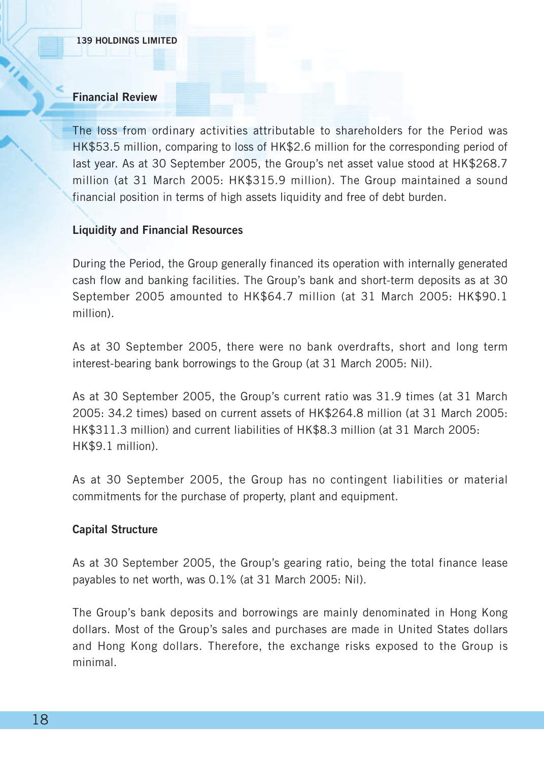## Financial Review

The loss from ordinary activities attributable to shareholders for the Period was HK$53.5 million, comparing to loss of HK$2.6 million for the corresponding period of last year. As at 30 September 2005, the Group's net asset value stood at HK$268.7 million (at 31 March 2005: HK$315.9 million). The Group maintained a sound financial position in terms of high assets liquidity and free of debt burden.

## Liquidity and Financial Resources

During the Period, the Group generally financed its operation with internally generated cash flow and banking facilities. The Group's bank and short-term deposits as at 30 September 2005 amounted to HK$64.7 million (at 31 March 2005: HK$90.1 million).

As at 30 September 2005, there were no bank overdrafts, short and long term interest-bearing bank borrowings to the Group (at 31 March 2005: Nil).

As at 30 September 2005, the Group's current ratio was 31.9 times (at 31 March 2005: 34.2 times) based on current assets of HK$264.8 million (at 31 March 2005: HK$311.3 million) and current liabilities of HK$8.3 million (at 31 March 2005: HK$9.1 million).

As at 30 September 2005, the Group has no contingent liabilities or material commitments for the purchase of property, plant and equipment.

## Capital Structure

As at 30 September 2005, the Group's gearing ratio, being the total finance lease payables to net worth, was 0.1% (at 31 March 2005: Nil).

The Group's bank deposits and borrowings are mainly denominated in Hong Kong dollars. Most of the Group's sales and purchases are made in United States dollars and Hong Kong dollars. Therefore, the exchange risks exposed to the Group is minimal.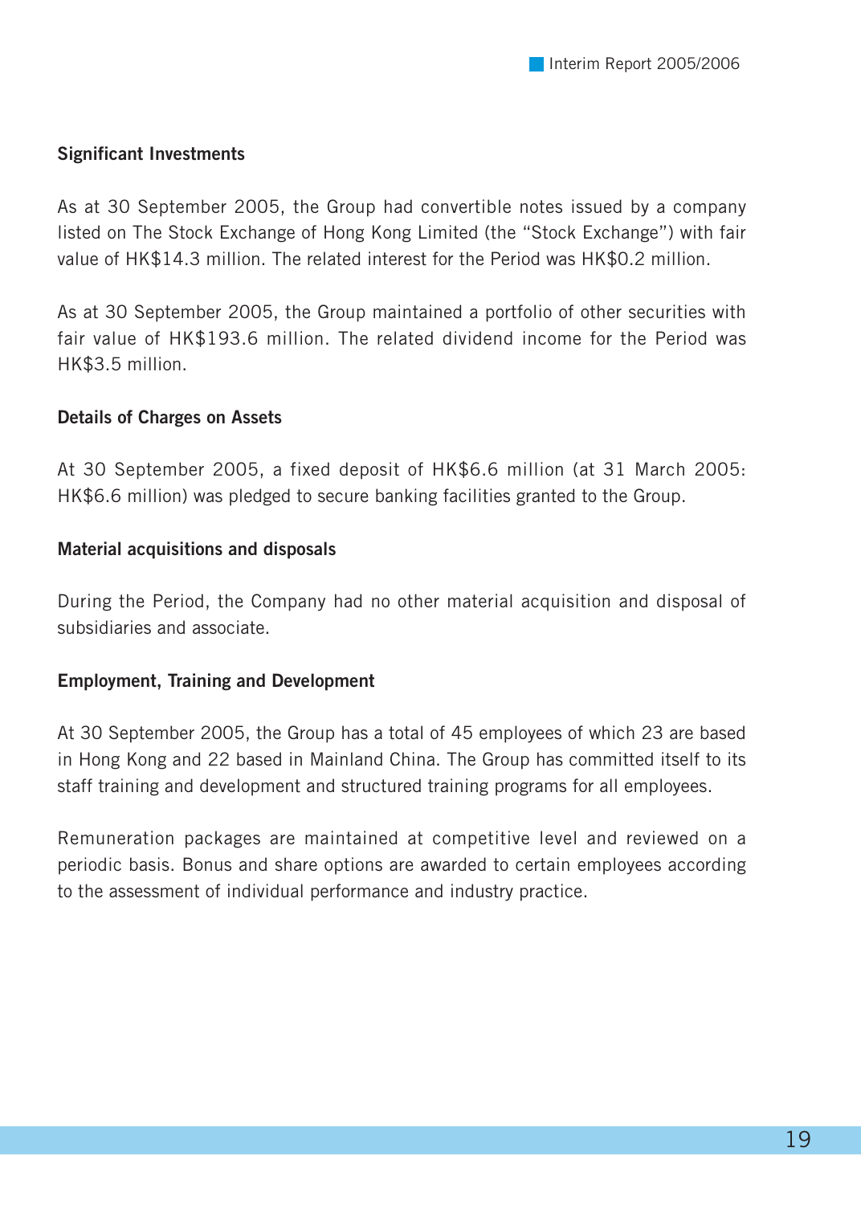### Significant Investments

As at 30 September 2005, the Group had convertible notes issued by a company listed on The Stock Exchange of Hong Kong Limited (the "Stock Exchange") with fair value of HK$14.3 million. The related interest for the Period was HK$0.2 million.

As at 30 September 2005, the Group maintained a portfolio of other securities with fair value of HK$193.6 million. The related dividend income for the Period was HK$3.5 million.

### Details of Charges on Assets

At 30 September 2005, a fixed deposit of HK$6.6 million (at 31 March 2005: HK$6.6 million) was pledged to secure banking facilities granted to the Group.

### Material acquisitions and disposals

During the Period, the Company had no other material acquisition and disposal of subsidiaries and associate.

### Employment, Training and Development

At 30 September 2005, the Group has a total of 45 employees of which 23 are based in Hong Kong and 22 based in Mainland China. The Group has committed itself to its staff training and development and structured training programs for all employees.

Remuneration packages are maintained at competitive level and reviewed on a periodic basis. Bonus and share options are awarded to certain employees according to the assessment of individual performance and industry practice.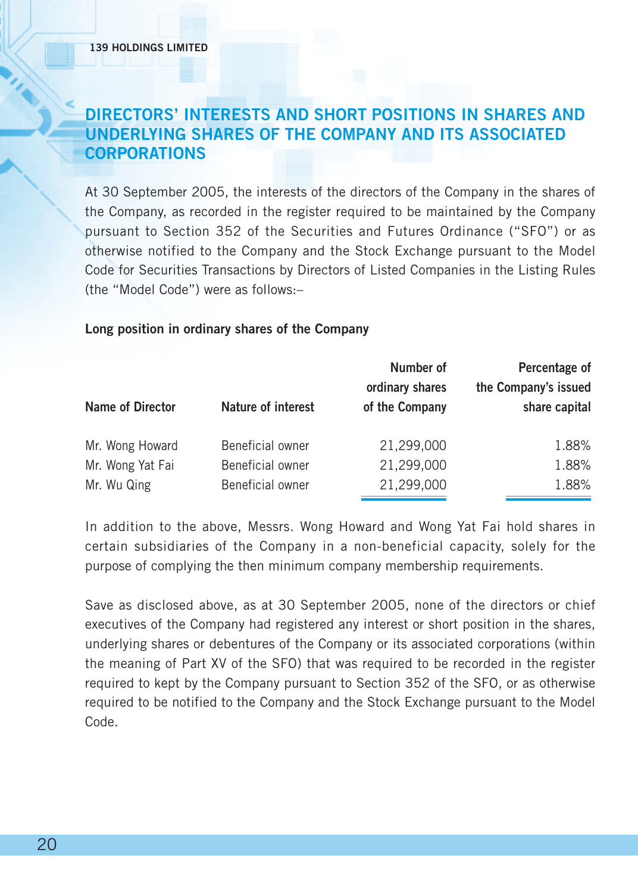## DIRECTORS' INTERESTS AND SHORT POSITIONS IN SHARES AND UNDERLYING SHARES OF THE COMPANY AND ITS ASSOCIATED CORPORATIONS

At 30 September 2005, the interests of the directors of the Company in the shares of the Company, as recorded in the register required to be maintained by the Company pursuant to Section 352 of the Securities and Futures Ordinance ("SFO") or as otherwise notified to the Company and the Stock Exchange pursuant to the Model Code for Securities Transactions by Directors of Listed Companies in the Listing Rules (the "Model Code") were as follows:–

**Long position in ordinary shares of the Company**

| Name of Director | Nature of interest | Number of ordinary shares of the Company | Percentage of the Company's issued share capital |
|---|---|---:|---:|
| Mr. Wong Howard | Beneficial owner | 21,299,000 | 1.88% |
| Mr. Wong Yat Fai | Beneficial owner | 21,299,000 | 1.88% |
| Mr. Wu Qing | Beneficial owner | 21,299,000 | 1.88% |

In addition to the above, Messrs. Wong Howard and Wong Yat Fai hold shares in certain subsidiaries of the Company in a non-beneficial capacity, solely for the purpose of complying the then minimum company membership requirements.

Save as disclosed above, as at 30 September 2005, none of the directors or chief executives of the Company had registered any interest or short position in the shares, underlying shares or debentures of the Company or its associated corporations (within the meaning of Part XV of the SFO) that was required to be recorded in the register required to kept by the Company pursuant to Section 352 of the SFO, or as otherwise required to be notified to the Company and the Stock Exchange pursuant to the Model Code.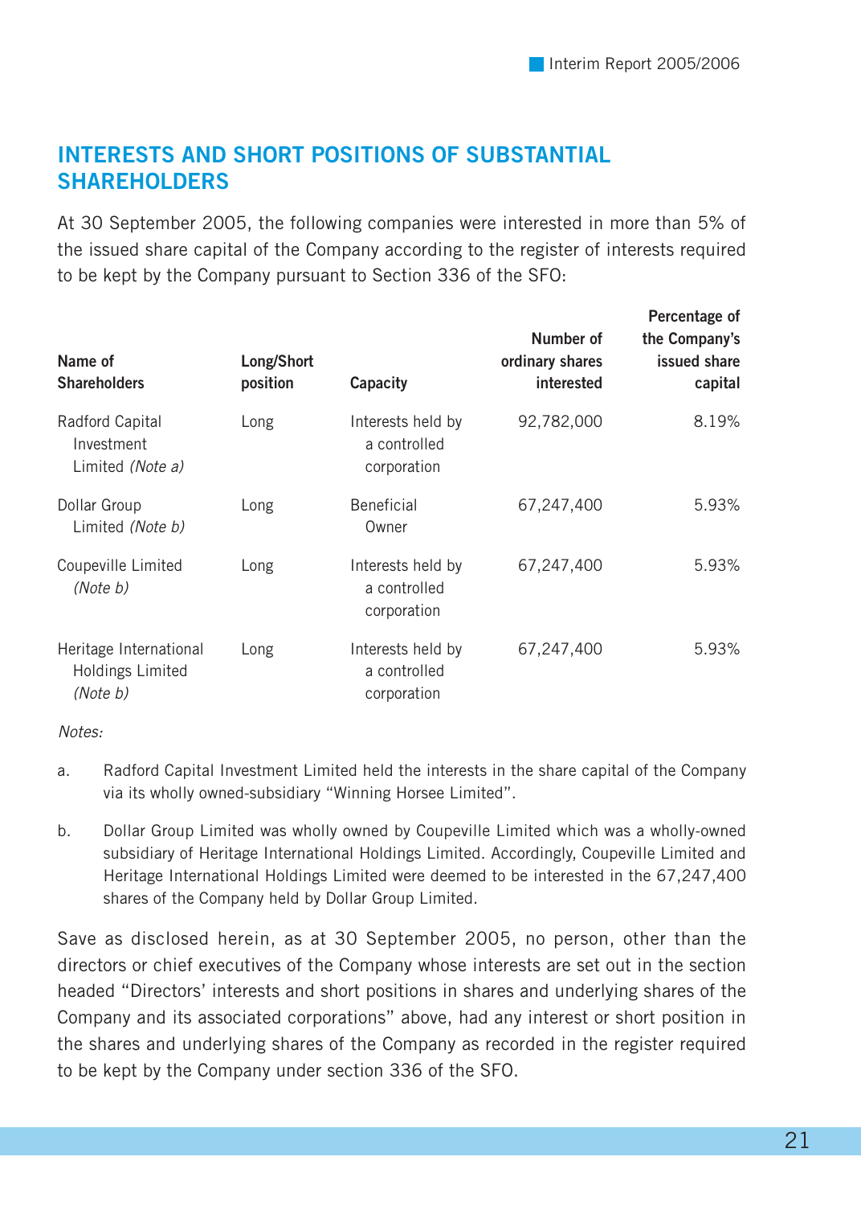## INTERESTS AND SHORT POSITIONS OF SUBSTANTIAL SHAREHOLDERS

At 30 September 2005, the following companies were interested in more than 5% of the issued share capital of the Company according to the register of interests required to be kept by the Company pursuant to Section 336 of the SFO:

| Name of Shareholders | Long/Short position | Capacity | Number of ordinary shares interested | Percentage of the Company's issued share capital |
|---|---|---|---|---|
| Radford Capital Investment Limited *(Note a)* | Long | Interests held by a controlled corporation | 92,782,000 | 8.19% |
| Dollar Group Limited *(Note b)* | Long | Beneficial Owner | 67,247,400 | 5.93% |
| Coupeville Limited *(Note b)* | Long | Interests held by a controlled corporation | 67,247,400 | 5.93% |
| Heritage International Holdings Limited *(Note b)* | Long | Interests held by a controlled corporation | 67,247,400 | 5.93% |

*Notes:*

a. Radford Capital Investment Limited held the interests in the share capital of the Company via its wholly owned-subsidiary "Winning Horsee Limited".

b. Dollar Group Limited was wholly owned by Coupeville Limited which was a wholly-owned subsidiary of Heritage International Holdings Limited. Accordingly, Coupeville Limited and Heritage International Holdings Limited were deemed to be interested in the 67,247,400 shares of the Company held by Dollar Group Limited.

Save as disclosed herein, as at 30 September 2005, no person, other than the directors or chief executives of the Company whose interests are set out in the section headed "Directors' interests and short positions in shares and underlying shares of the Company and its associated corporations" above, had any interest or short position in the shares and underlying shares of the Company as recorded in the register required to be kept by the Company under section 336 of the SFO.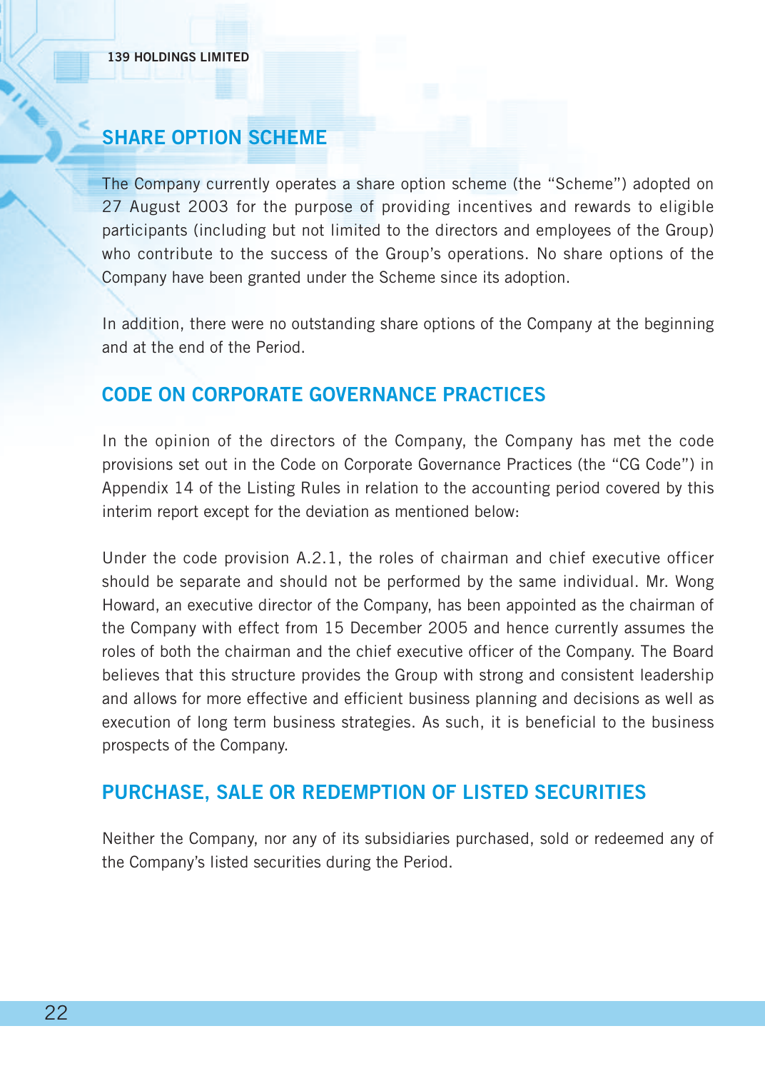## SHARE OPTION SCHEME

The Company currently operates a share option scheme (the "Scheme") adopted on 27 August 2003 for the purpose of providing incentives and rewards to eligible participants (including but not limited to the directors and employees of the Group) who contribute to the success of the Group's operations. No share options of the Company have been granted under the Scheme since its adoption.

In addition, there were no outstanding share options of the Company at the beginning and at the end of the Period.

## CODE ON CORPORATE GOVERNANCE PRACTICES

In the opinion of the directors of the Company, the Company has met the code provisions set out in the Code on Corporate Governance Practices (the "CG Code") in Appendix 14 of the Listing Rules in relation to the accounting period covered by this interim report except for the deviation as mentioned below:

Under the code provision A.2.1, the roles of chairman and chief executive officer should be separate and should not be performed by the same individual. Mr. Wong Howard, an executive director of the Company, has been appointed as the chairman of the Company with effect from 15 December 2005 and hence currently assumes the roles of both the chairman and the chief executive officer of the Company. The Board believes that this structure provides the Group with strong and consistent leadership and allows for more effective and efficient business planning and decisions as well as execution of long term business strategies. As such, it is beneficial to the business prospects of the Company.

## PURCHASE, SALE OR REDEMPTION OF LISTED SECURITIES

Neither the Company, nor any of its subsidiaries purchased, sold or redeemed any of the Company's listed securities during the Period.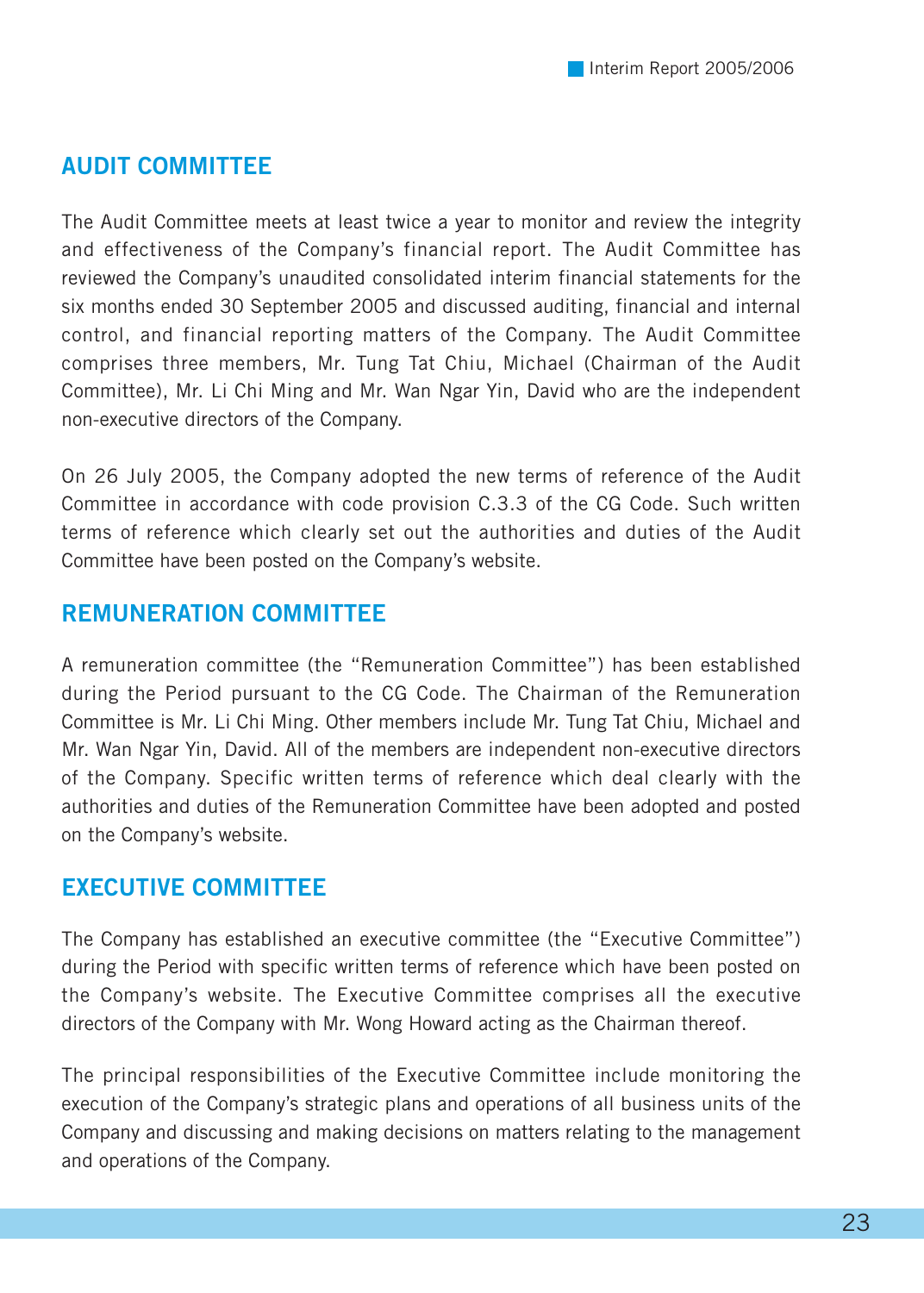## AUDIT COMMITTEE

The Audit Committee meets at least twice a year to monitor and review the integrity and effectiveness of the Company's financial report. The Audit Committee has reviewed the Company's unaudited consolidated interim financial statements for the six months ended 30 September 2005 and discussed auditing, financial and internal control, and financial reporting matters of the Company. The Audit Committee comprises three members, Mr. Tung Tat Chiu, Michael (Chairman of the Audit Committee), Mr. Li Chi Ming and Mr. Wan Ngar Yin, David who are the independent non-executive directors of the Company.

On 26 July 2005, the Company adopted the new terms of reference of the Audit Committee in accordance with code provision C.3.3 of the CG Code. Such written terms of reference which clearly set out the authorities and duties of the Audit Committee have been posted on the Company's website.

## REMUNERATION COMMITTEE

A remuneration committee (the "Remuneration Committee") has been established during the Period pursuant to the CG Code. The Chairman of the Remuneration Committee is Mr. Li Chi Ming. Other members include Mr. Tung Tat Chiu, Michael and Mr. Wan Ngar Yin, David. All of the members are independent non-executive directors of the Company. Specific written terms of reference which deal clearly with the authorities and duties of the Remuneration Committee have been adopted and posted on the Company's website.

## EXECUTIVE COMMITTEE

The Company has established an executive committee (the "Executive Committee") during the Period with specific written terms of reference which have been posted on the Company's website. The Executive Committee comprises all the executive directors of the Company with Mr. Wong Howard acting as the Chairman thereof.

The principal responsibilities of the Executive Committee include monitoring the execution of the Company's strategic plans and operations of all business units of the Company and discussing and making decisions on matters relating to the management and operations of the Company.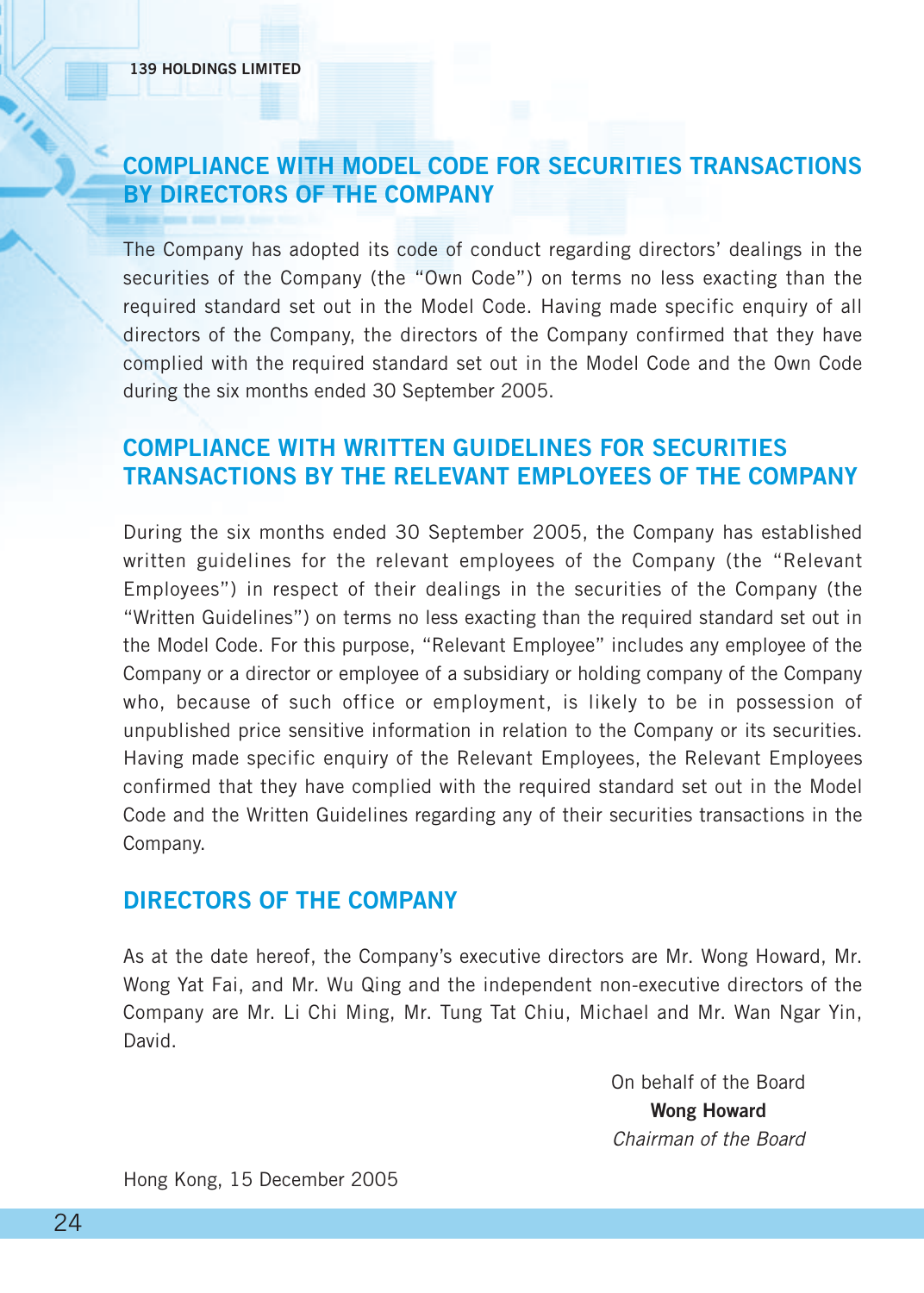## COMPLIANCE WITH MODEL CODE FOR SECURITIES TRANSACTIONS BY DIRECTORS OF THE COMPANY

The Company has adopted its code of conduct regarding directors' dealings in the securities of the Company (the "Own Code") on terms no less exacting than the required standard set out in the Model Code. Having made specific enquiry of all directors of the Company, the directors of the Company confirmed that they have complied with the required standard set out in the Model Code and the Own Code during the six months ended 30 September 2005.

## COMPLIANCE WITH WRITTEN GUIDELINES FOR SECURITIES TRANSACTIONS BY THE RELEVANT EMPLOYEES OF THE COMPANY

During the six months ended 30 September 2005, the Company has established written guidelines for the relevant employees of the Company (the "Relevant Employees") in respect of their dealings in the securities of the Company (the "Written Guidelines") on terms no less exacting than the required standard set out in the Model Code. For this purpose, "Relevant Employee" includes any employee of the Company or a director or employee of a subsidiary or holding company of the Company who, because of such office or employment, is likely to be in possession of unpublished price sensitive information in relation to the Company or its securities. Having made specific enquiry of the Relevant Employees, the Relevant Employees confirmed that they have complied with the required standard set out in the Model Code and the Written Guidelines regarding any of their securities transactions in the Company.

## DIRECTORS OF THE COMPANY

As at the date hereof, the Company's executive directors are Mr. Wong Howard, Mr. Wong Yat Fai, and Mr. Wu Qing and the independent non-executive directors of the Company are Mr. Li Chi Ming, Mr. Tung Tat Chiu, Michael and Mr. Wan Ngar Yin, David.

On behalf of the Board
**Wong Howard**
*Chairman of the Board*

Hong Kong, 15 December 2005